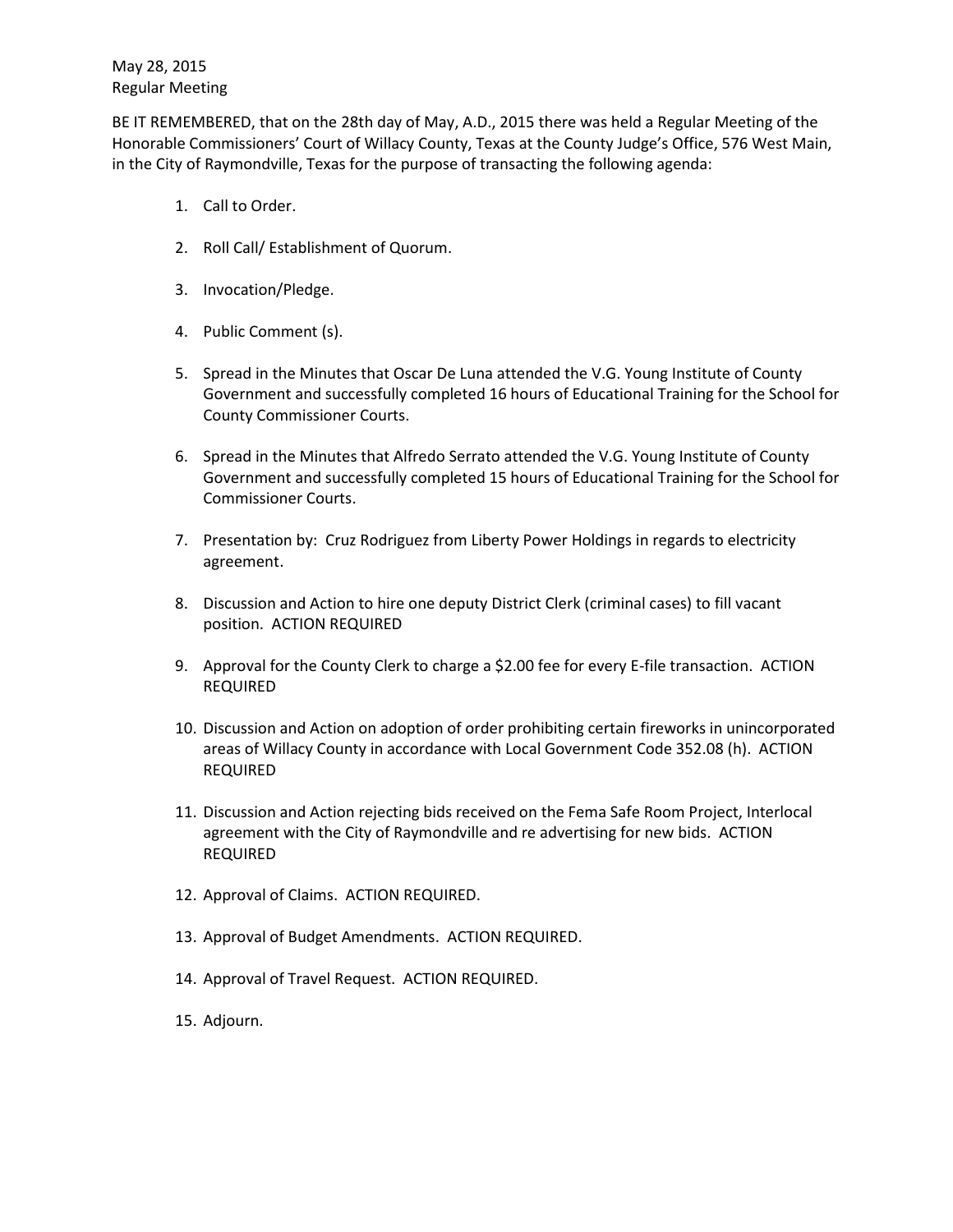May 28, 2015
Regular Meeting

BE IT REMEMBERED, that on the 28th day of May, A.D., 2015 there was held a Regular Meeting of the Honorable Commissioners' Court of Willacy County, Texas at the County Judge's Office, 576 West Main, in the City of Raymondville, Texas for the purpose of transacting the following agenda:

1. Call to Order.
2. Roll Call/ Establishment of Quorum.
3. Invocation/Pledge.
4. Public Comment (s).
5. Spread in the Minutes that Oscar De Luna attended the V.G. Young Institute of County Government and successfully completed 16 hours of Educational Training for the School for County Commissioner Courts.
6. Spread in the Minutes that Alfredo Serrato attended the V.G. Young Institute of County Government and successfully completed 15 hours of Educational Training for the School for Commissioner Courts.
7. Presentation by: Cruz Rodriguez from Liberty Power Holdings in regards to electricity agreement.
8. Discussion and Action to hire one deputy District Clerk (criminal cases) to fill vacant position. ACTION REQUIRED
9. Approval for the County Clerk to charge a $2.00 fee for every E-file transaction. ACTION REQUIRED
10. Discussion and Action on adoption of order prohibiting certain fireworks in unincorporated areas of Willacy County in accordance with Local Government Code 352.08 (h). ACTION REQUIRED
11. Discussion and Action rejecting bids received on the Fema Safe Room Project, Interlocal agreement with the City of Raymondville and re advertising for new bids. ACTION REQUIRED
12. Approval of Claims. ACTION REQUIRED.
13. Approval of Budget Amendments. ACTION REQUIRED.
14. Approval of Travel Request. ACTION REQUIRED.
15. Adjourn.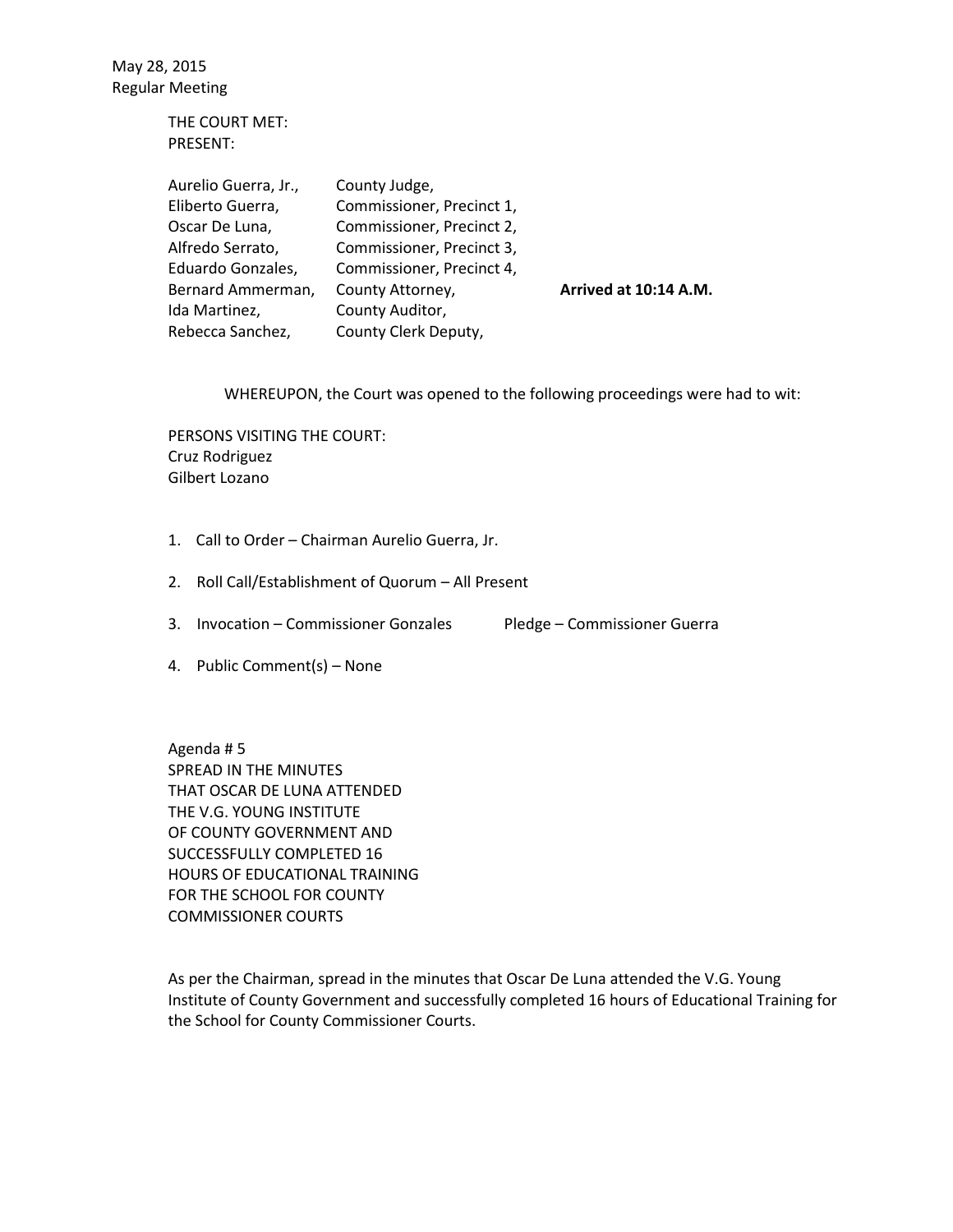May 28, 2015
Regular Meeting

THE COURT MET:
PRESENT:

| | | |
|---|---|---|
| Aurelio Guerra, Jr., | County Judge, | |
| Eliberto Guerra, | Commissioner, Precinct 1, | |
| Oscar De Luna, | Commissioner, Precinct 2, | |
| Alfredo Serrato, | Commissioner, Precinct 3, | |
| Eduardo Gonzales, | Commissioner, Precinct 4, | |
| Bernard Ammerman, | County Attorney, | **Arrived at 10:14 A.M.** |
| Ida Martinez, | County Auditor, | |
| Rebecca Sanchez, | County Clerk Deputy, | |

WHEREUPON, the Court was opened to the following proceedings were had to wit:

PERSONS VISITING THE COURT:
Cruz Rodriguez
Gilbert Lozano

1. Call to Order – Chairman Aurelio Guerra, Jr.

2. Roll Call/Establishment of Quorum – All Present

3. Invocation – Commissioner Gonzales     Pledge – Commissioner Guerra

4. Public Comment(s) – None

Agenda # 5
SPREAD IN THE MINUTES
THAT OSCAR DE LUNA ATTENDED
THE V.G. YOUNG INSTITUTE
OF COUNTY GOVERNMENT AND
SUCCESSFULLY COMPLETED 16
HOURS OF EDUCATIONAL TRAINING
FOR THE SCHOOL FOR COUNTY
COMMISSIONER COURTS

As per the Chairman, spread in the minutes that Oscar De Luna attended the V.G. Young Institute of County Government and successfully completed 16 hours of Educational Training for the School for County Commissioner Courts.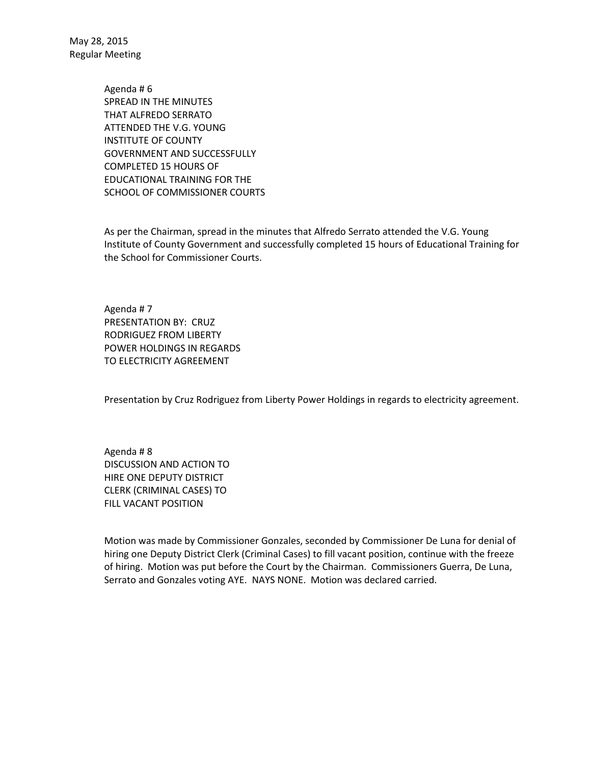May 28, 2015
Regular Meeting

Agenda # 6
SPREAD IN THE MINUTES
THAT ALFREDO SERRATO
ATTENDED THE V.G. YOUNG
INSTITUTE OF COUNTY
GOVERNMENT AND SUCCESSFULLY
COMPLETED 15 HOURS OF
EDUCATIONAL TRAINING FOR THE
SCHOOL OF COMMISSIONER COURTS

As per the Chairman, spread in the minutes that Alfredo Serrato attended the V.G. Young Institute of County Government and successfully completed 15 hours of Educational Training for the School for Commissioner Courts.

Agenda # 7
PRESENTATION BY: CRUZ
RODRIGUEZ FROM LIBERTY
POWER HOLDINGS IN REGARDS
TO ELECTRICITY AGREEMENT

Presentation by Cruz Rodriguez from Liberty Power Holdings in regards to electricity agreement.

Agenda # 8
DISCUSSION AND ACTION TO
HIRE ONE DEPUTY DISTRICT
CLERK (CRIMINAL CASES) TO
FILL VACANT POSITION

Motion was made by Commissioner Gonzales, seconded by Commissioner De Luna for denial of hiring one Deputy District Clerk (Criminal Cases) to fill vacant position, continue with the freeze of hiring. Motion was put before the Court by the Chairman. Commissioners Guerra, De Luna, Serrato and Gonzales voting AYE. NAYS NONE. Motion was declared carried.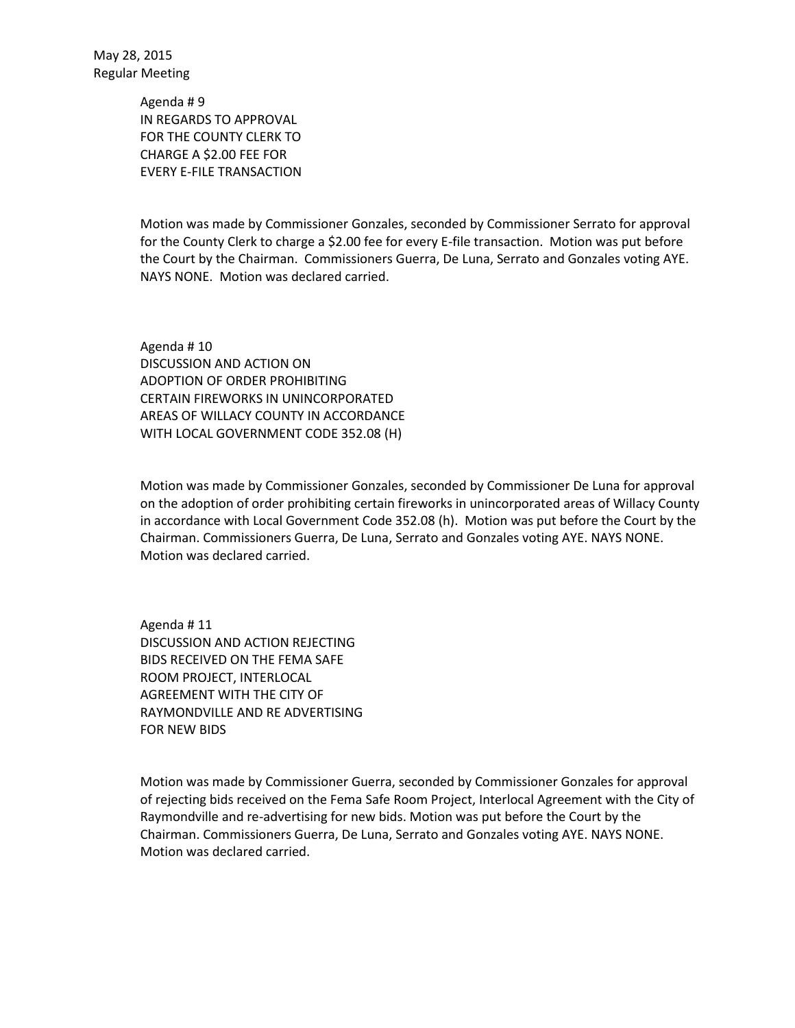May 28, 2015
Regular Meeting

Agenda # 9
IN REGARDS TO APPROVAL
FOR THE COUNTY CLERK TO
CHARGE A $2.00 FEE FOR
EVERY E-FILE TRANSACTION

Motion was made by Commissioner Gonzales, seconded by Commissioner Serrato for approval for the County Clerk to charge a $2.00 fee for every E-file transaction. Motion was put before the Court by the Chairman. Commissioners Guerra, De Luna, Serrato and Gonzales voting AYE. NAYS NONE. Motion was declared carried.

Agenda # 10
DISCUSSION AND ACTION ON
ADOPTION OF ORDER PROHIBITING
CERTAIN FIREWORKS IN UNINCORPORATED
AREAS OF WILLACY COUNTY IN ACCORDANCE
WITH LOCAL GOVERNMENT CODE 352.08 (H)

Motion was made by Commissioner Gonzales, seconded by Commissioner De Luna for approval on the adoption of order prohibiting certain fireworks in unincorporated areas of Willacy County in accordance with Local Government Code 352.08 (h). Motion was put before the Court by the Chairman. Commissioners Guerra, De Luna, Serrato and Gonzales voting AYE. NAYS NONE. Motion was declared carried.

Agenda # 11
DISCUSSION AND ACTION REJECTING
BIDS RECEIVED ON THE FEMA SAFE
ROOM PROJECT, INTERLOCAL
AGREEMENT WITH THE CITY OF
RAYMONDVILLE AND RE ADVERTISING
FOR NEW BIDS

Motion was made by Commissioner Guerra, seconded by Commissioner Gonzales for approval of rejecting bids received on the Fema Safe Room Project, Interlocal Agreement with the City of Raymondville and re-advertising for new bids. Motion was put before the Court by the Chairman. Commissioners Guerra, De Luna, Serrato and Gonzales voting AYE. NAYS NONE. Motion was declared carried.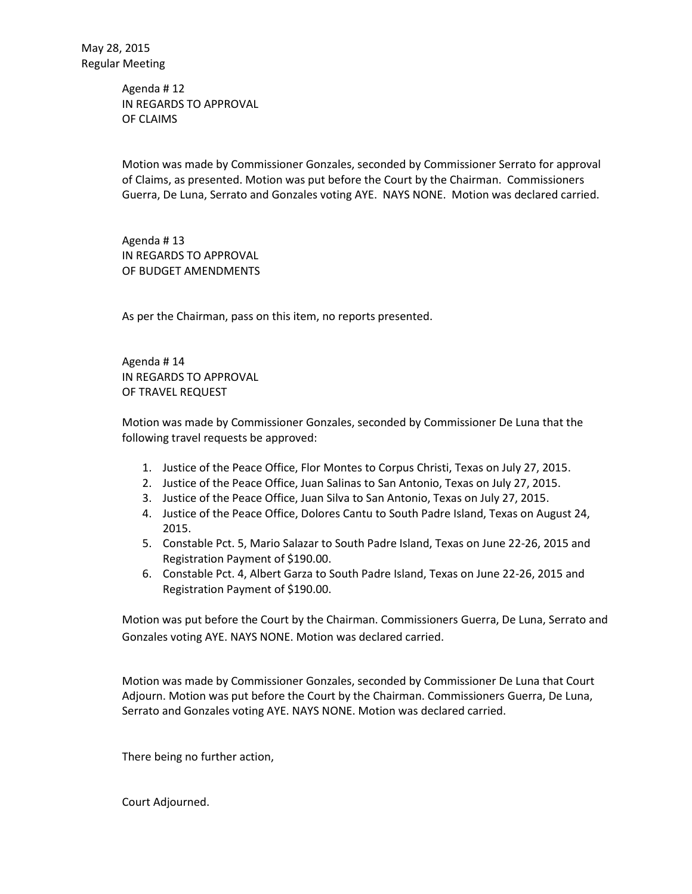May 28, 2015
Regular Meeting

Agenda # 12
IN REGARDS TO APPROVAL
OF CLAIMS

Motion was made by Commissioner Gonzales, seconded by Commissioner Serrato for approval of Claims, as presented. Motion was put before the Court by the Chairman. Commissioners Guerra, De Luna, Serrato and Gonzales voting AYE. NAYS NONE. Motion was declared carried.

Agenda # 13
IN REGARDS TO APPROVAL
OF BUDGET AMENDMENTS

As per the Chairman, pass on this item, no reports presented.

Agenda # 14
IN REGARDS TO APPROVAL
OF TRAVEL REQUEST

Motion was made by Commissioner Gonzales, seconded by Commissioner De Luna that the following travel requests be approved:

1. Justice of the Peace Office, Flor Montes to Corpus Christi, Texas on July 27, 2015.
2. Justice of the Peace Office, Juan Salinas to San Antonio, Texas on July 27, 2015.
3. Justice of the Peace Office, Juan Silva to San Antonio, Texas on July 27, 2015.
4. Justice of the Peace Office, Dolores Cantu to South Padre Island, Texas on August 24, 2015.
5. Constable Pct. 5, Mario Salazar to South Padre Island, Texas on June 22-26, 2015 and Registration Payment of $190.00.
6. Constable Pct. 4, Albert Garza to South Padre Island, Texas on June 22-26, 2015 and Registration Payment of $190.00.

Motion was put before the Court by the Chairman. Commissioners Guerra, De Luna, Serrato and Gonzales voting AYE. NAYS NONE. Motion was declared carried.

Motion was made by Commissioner Gonzales, seconded by Commissioner De Luna that Court Adjourn. Motion was put before the Court by the Chairman. Commissioners Guerra, De Luna, Serrato and Gonzales voting AYE. NAYS NONE. Motion was declared carried.

There being no further action,

Court Adjourned.